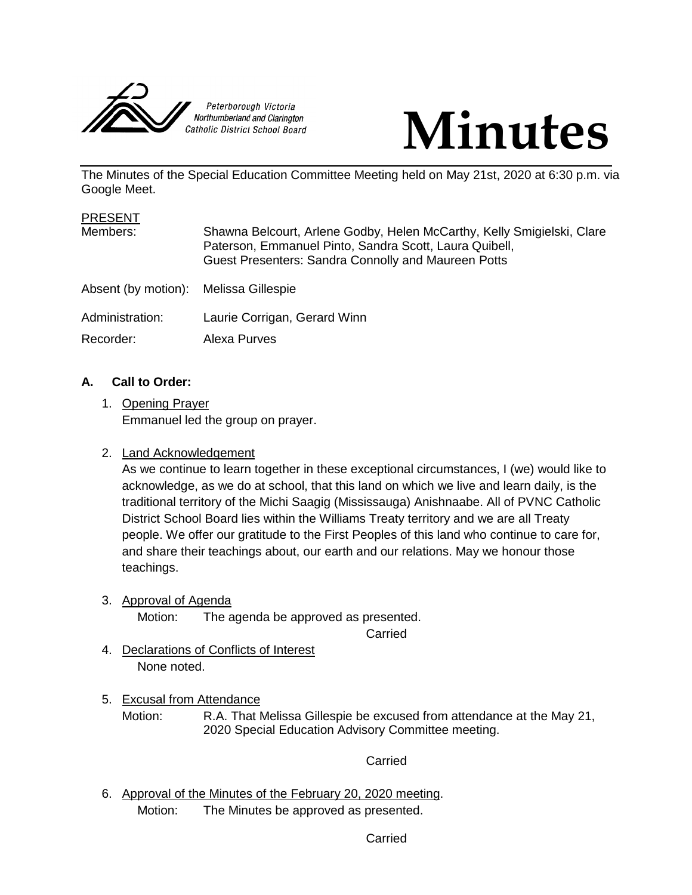Peterborough Victoria Northumberland and Clarington Catholic District School Board

# Minutes

The Minutes of the Special Education Committee Meeting held on May 21st, 2020 at 6:30 p.m. via Google Meet.

PRESENT

Members: Shawna Belcourt, Arlene Godby, Helen McCarthy, Kelly Smigielski, Clare Paterson, Emmanuel Pinto, Sandra Scott, Laura Quibell, Guest Presenters: Sandra Connolly and Maureen Potts

Absent (by motion): Melissa Gillespie

Administration: Laurie Corrigan, Gerard Winn

Recorder: Alexa Purves

## A. Call to Order:

1. Opening Prayer

   Emmanuel led the group on prayer.

2. Land Acknowledgement

   As we continue to learn together in these exceptional circumstances, I (we) would like to acknowledge, as we do at school, that this land on which we live and learn daily, is the traditional territory of the Michi Saagig (Mississauga) Anishnaabe. All of PVNC Catholic District School Board lies within the Williams Treaty territory and we are all Treaty people. We offer our gratitude to the First Peoples of this land who continue to care for, and share their teachings about, our earth and our relations. May we honour those teachings.

3. Approval of Agenda

   Motion: The agenda be approved as presented.

   Carried

4. Declarations of Conflicts of Interest

   None noted.

5. Excusal from Attendance

   Motion: R.A. That Melissa Gillespie be excused from attendance at the May 21, 2020 Special Education Advisory Committee meeting.

   Carried

6. Approval of the Minutes of the February 20, 2020 meeting.

   Motion: The Minutes be approved as presented.

   Carried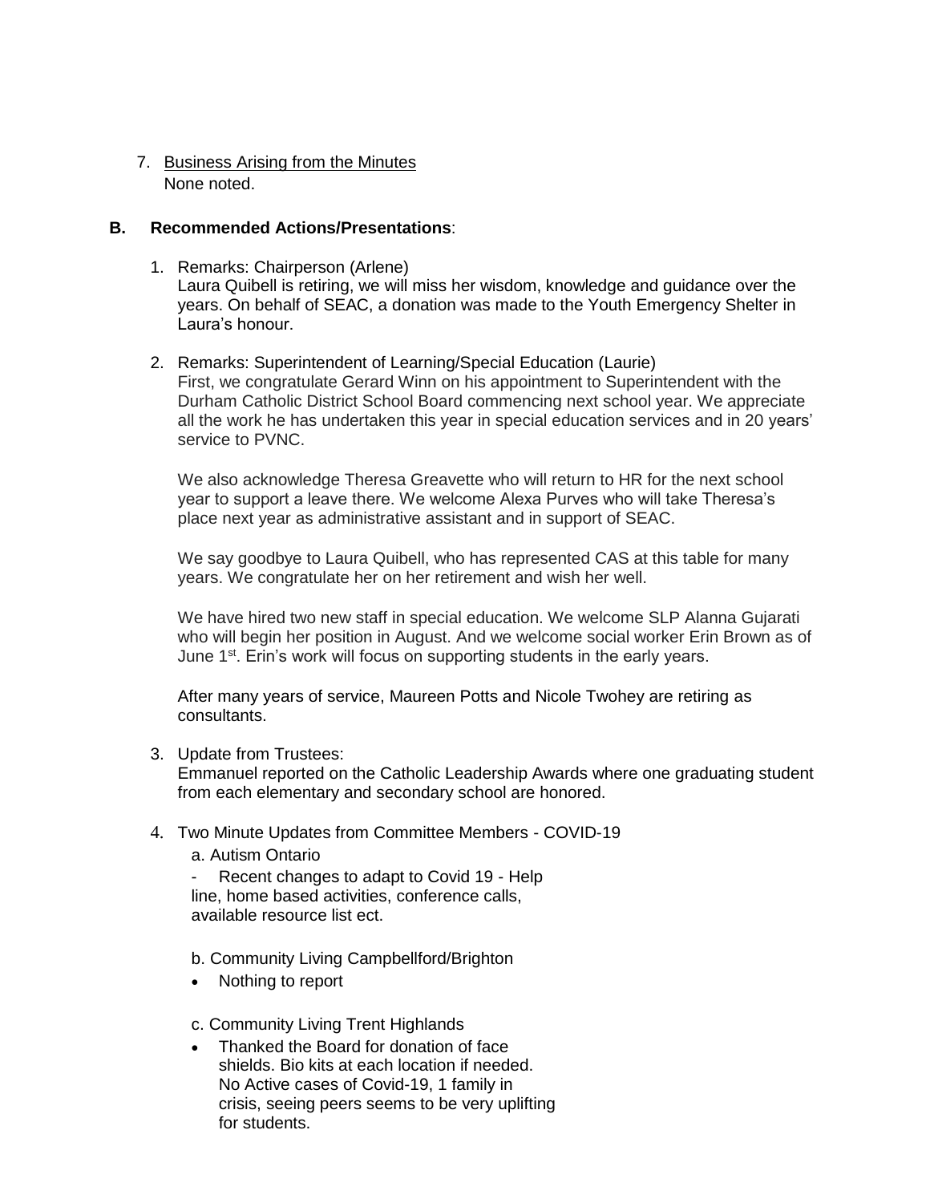7. <u>Business Arising from the Minutes</u>
   None noted.

**B. Recommended Actions/Presentations**:

1. Remarks: Chairperson (Arlene)
   Laura Quibell is retiring, we will miss her wisdom, knowledge and guidance over the years. On behalf of SEAC, a donation was made to the Youth Emergency Shelter in Laura's honour.

2. Remarks: Superintendent of Learning/Special Education (Laurie)
   First, we congratulate Gerard Winn on his appointment to Superintendent with the Durham Catholic District School Board commencing next school year. We appreciate all the work he has undertaken this year in special education services and in 20 years' service to PVNC.

   We also acknowledge Theresa Greavette who will return to HR for the next school year to support a leave there. We welcome Alexa Purves who will take Theresa's place next year as administrative assistant and in support of SEAC.

   We say goodbye to Laura Quibell, who has represented CAS at this table for many years. We congratulate her on her retirement and wish her well.

   We have hired two new staff in special education. We welcome SLP Alanna Gujarati who will begin her position in August. And we welcome social worker Erin Brown as of June 1st. Erin's work will focus on supporting students in the early years.

   After many years of service, Maureen Potts and Nicole Twohey are retiring as consultants.

3. Update from Trustees:
   Emmanuel reported on the Catholic Leadership Awards where one graduating student from each elementary and secondary school are honored.

4. Two Minute Updates from Committee Members - COVID-19

   a. Autism Ontario

   - Recent changes to adapt to Covid 19 - Help line, home based activities, conference calls, available resource list ect.

   b. Community Living Campbellford/Brighton

   - Nothing to report

   c. Community Living Trent Highlands

   - Thanked the Board for donation of face shields. Bio kits at each location if needed. No Active cases of Covid-19, 1 family in crisis, seeing peers seems to be very uplifting for students.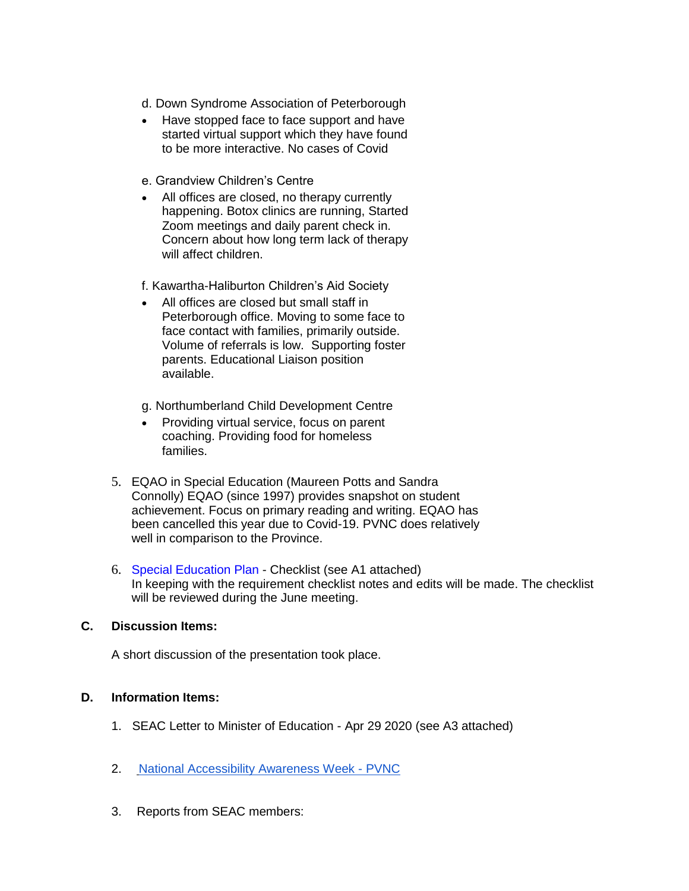d. Down Syndrome Association of Peterborough

- Have stopped face to face support and have started virtual support which they have found to be more interactive. No cases of Covid

e. Grandview Children's Centre

- All offices are closed, no therapy currently happening. Botox clinics are running, Started Zoom meetings and daily parent check in. Concern about how long term lack of therapy will affect children.

f. Kawartha-Haliburton Children's Aid Society

- All offices are closed but small staff in Peterborough office. Moving to some face to face contact with families, primarily outside. Volume of referrals is low. Supporting foster parents. Educational Liaison position available.

g. Northumberland Child Development Centre

- Providing virtual service, focus on parent coaching. Providing food for homeless families.

5. EQAO in Special Education (Maureen Potts and Sandra Connolly) EQAO (since 1997) provides snapshot on student achievement. Focus on primary reading and writing. EQAO has been cancelled this year due to Covid-19. PVNC does relatively well in comparison to the Province.

6. Special Education Plan - Checklist (see A1 attached)
   In keeping with the requirement checklist notes and edits will be made. The checklist will be reviewed during the June meeting.

**C. Discussion Items:**

A short discussion of the presentation took place.

**D. Information Items:**

1. SEAC Letter to Minister of Education - Apr 29 2020 (see A3 attached)

2. National Accessibility Awareness Week - PVNC

3. Reports from SEAC members: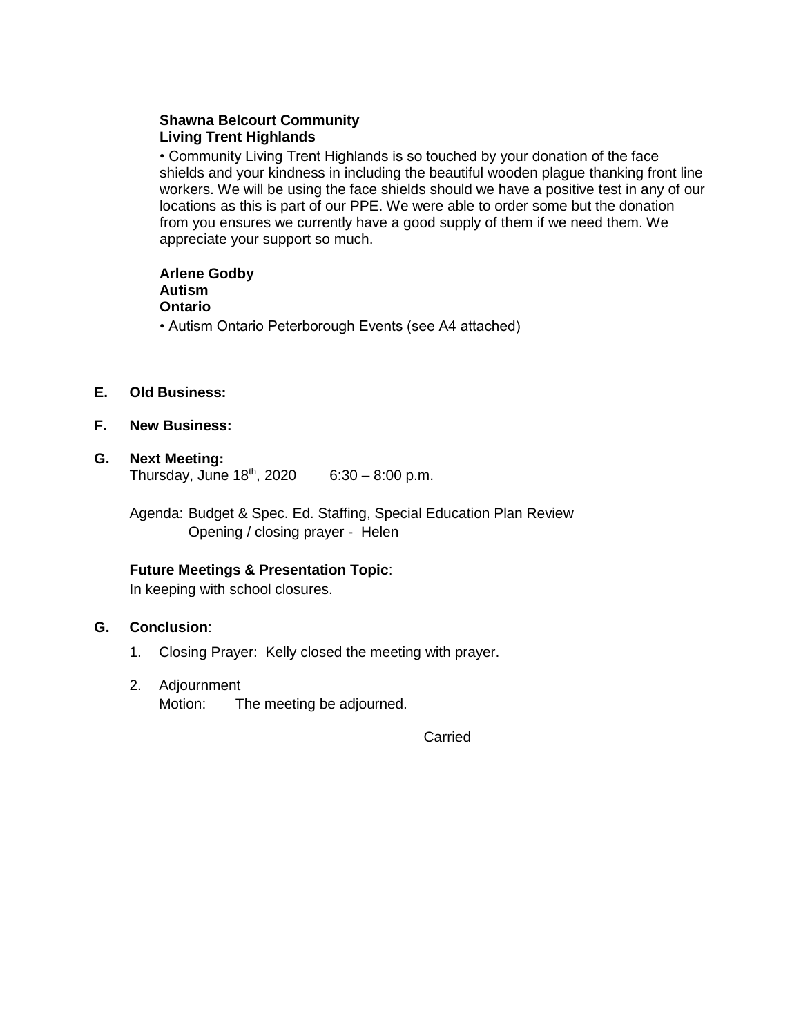**Shawna Belcourt Community**
**Living Trent Highlands**

• Community Living Trent Highlands is so touched by your donation of the face shields and your kindness in including the beautiful wooden plague thanking front line workers. We will be using the face shields should we have a positive test in any of our locations as this is part of our PPE. We were able to order some but the donation from you ensures we currently have a good supply of them if we need them. We appreciate your support so much.

**Arlene Godby**
**Autism**
**Ontario**

• Autism Ontario Peterborough Events (see A4 attached)

**E. Old Business:**

**F. New Business:**

**G. Next Meeting:**

Thursday, June 18th, 2020     6:30 – 8:00 p.m.

Agenda: Budget & Spec. Ed. Staffing, Special Education Plan Review
Opening / closing prayer - Helen

**Future Meetings & Presentation Topic**:
In keeping with school closures.

**G. Conclusion**:

1. Closing Prayer: Kelly closed the meeting with prayer.
2. Adjournment
   Motion: The meeting be adjourned.

Carried